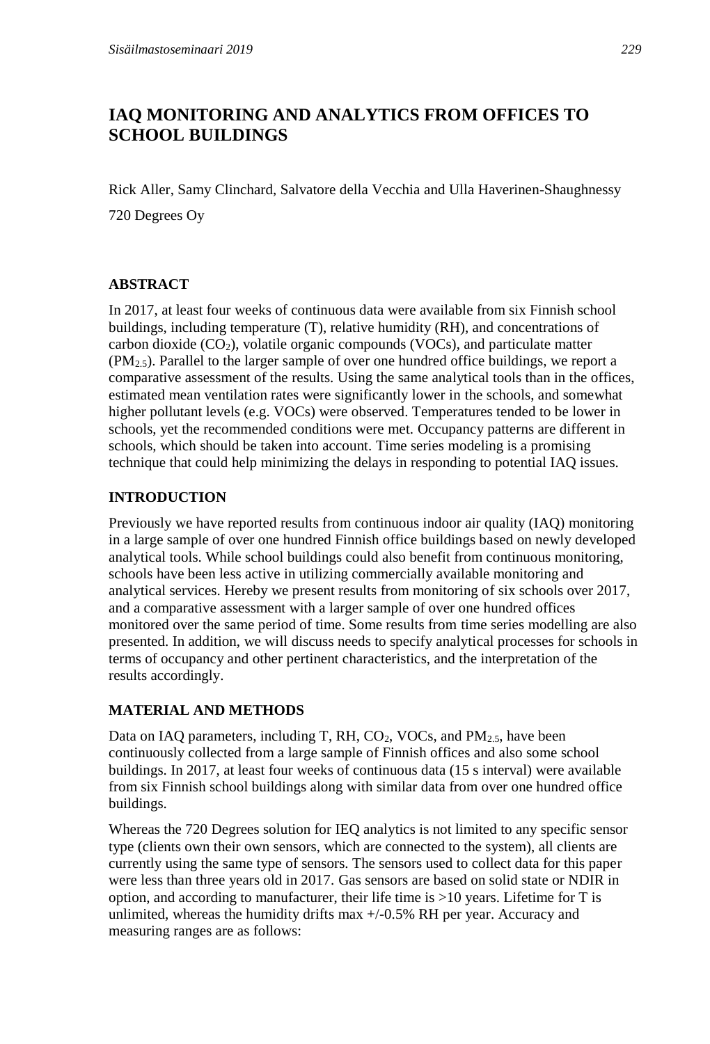# IAQ MONITORING AND ANALYTICS FROM OFFICES TO SCHOOL BUILDINGS

Rick Aller, Samy Clinchard, Salvatore della Vecchia and Ulla Haverinen-Shaughnessy

720 Degrees Oy

## ABSTRACT

In 2017, at least four weeks of continuous data were available from six Finnish school buildings, including temperature (T), relative humidity (RH), and concentrations of carbon dioxide ($CO_2$), volatile organic compounds (VOCs), and particulate matter ($PM_{2.5}$). Parallel to the larger sample of over one hundred office buildings, we report a comparative assessment of the results. Using the same analytical tools than in the offices, estimated mean ventilation rates were significantly lower in the schools, and somewhat higher pollutant levels (e.g. VOCs) were observed. Temperatures tended to be lower in schools, yet the recommended conditions were met. Occupancy patterns are different in schools, which should be taken into account. Time series modeling is a promising technique that could help minimizing the delays in responding to potential IAQ issues.

## INTRODUCTION

Previously we have reported results from continuous indoor air quality (IAQ) monitoring in a large sample of over one hundred Finnish office buildings based on newly developed analytical tools. While school buildings could also benefit from continuous monitoring, schools have been less active in utilizing commercially available monitoring and analytical services. Hereby we present results from monitoring of six schools over 2017, and a comparative assessment with a larger sample of over one hundred offices monitored over the same period of time. Some results from time series modelling are also presented. In addition, we will discuss needs to specify analytical processes for schools in terms of occupancy and other pertinent characteristics, and the interpretation of the results accordingly.

## MATERIAL AND METHODS

Data on IAQ parameters, including T, RH, $CO_2$, VOCs, and $PM_{2.5}$, have been continuously collected from a large sample of Finnish offices and also some school buildings. In 2017, at least four weeks of continuous data (15 s interval) were available from six Finnish school buildings along with similar data from over one hundred office buildings.

Whereas the 720 Degrees solution for IEQ analytics is not limited to any specific sensor type (clients own their own sensors, which are connected to the system), all clients are currently using the same type of sensors. The sensors used to collect data for this paper were less than three years old in 2017. Gas sensors are based on solid state or NDIR in option, and according to manufacturer, their life time is >10 years. Lifetime for T is unlimited, whereas the humidity drifts max +/-0.5% RH per year. Accuracy and measuring ranges are as follows: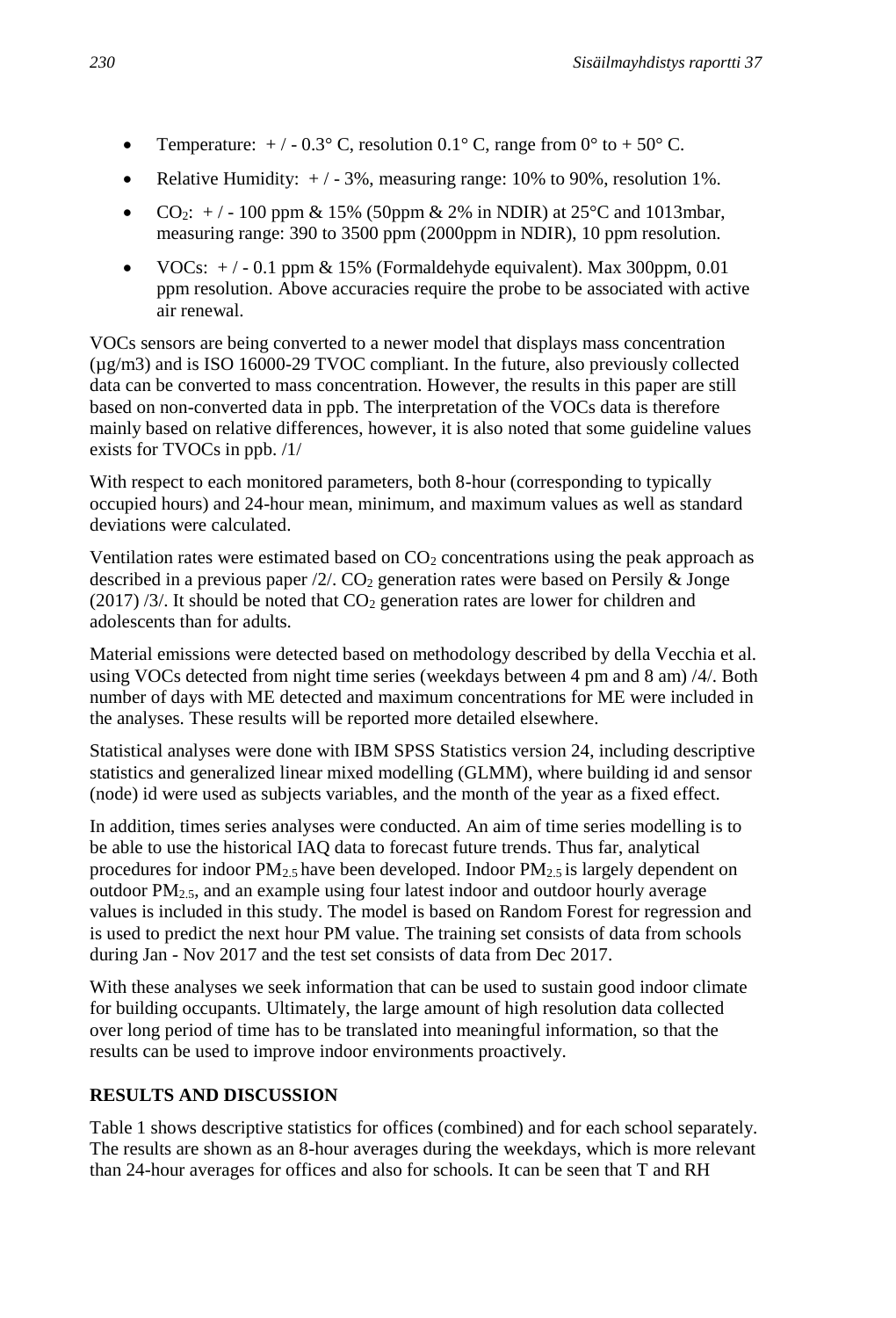- Temperature: + / - 0.3° C, resolution 0.1° C, range from 0° to + 50° C.
- Relative Humidity: + / - 3%, measuring range: 10% to 90%, resolution 1%.
- $CO_2$: + / - 100 ppm & 15% (50ppm & 2% in NDIR) at 25°C and 1013mbar, measuring range: 390 to 3500 ppm (2000ppm in NDIR), 10 ppm resolution.
- VOCs: + / - 0.1 ppm & 15% (Formaldehyde equivalent). Max 300ppm, 0.01 ppm resolution. Above accuracies require the probe to be associated with active air renewal.

VOCs sensors are being converted to a newer model that displays mass concentration (µg/m3) and is ISO 16000-29 TVOC compliant. In the future, also previously collected data can be converted to mass concentration. However, the results in this paper are still based on non-converted data in ppb. The interpretation of the VOCs data is therefore mainly based on relative differences, however, it is also noted that some guideline values exists for TVOCs in ppb. /1/

With respect to each monitored parameters, both 8-hour (corresponding to typically occupied hours) and 24-hour mean, minimum, and maximum values as well as standard deviations were calculated.

Ventilation rates were estimated based on $CO_2$ concentrations using the peak approach as described in a previous paper /2/. $CO_2$ generation rates were based on Persily & Jonge (2017) /3/. It should be noted that $CO_2$ generation rates are lower for children and adolescents than for adults.

Material emissions were detected based on methodology described by della Vecchia et al. using VOCs detected from night time series (weekdays between 4 pm and 8 am) /4/. Both number of days with ME detected and maximum concentrations for ME were included in the analyses. These results will be reported more detailed elsewhere.

Statistical analyses were done with IBM SPSS Statistics version 24, including descriptive statistics and generalized linear mixed modelling (GLMM), where building id and sensor (node) id were used as subjects variables, and the month of the year as a fixed effect.

In addition, times series analyses were conducted. An aim of time series modelling is to be able to use the historical IAQ data to forecast future trends. Thus far, analytical procedures for indoor $PM_{2.5}$ have been developed. Indoor $PM_{2.5}$ is largely dependent on outdoor $PM_{2.5}$, and an example using four latest indoor and outdoor hourly average values is included in this study. The model is based on Random Forest for regression and is used to predict the next hour PM value. The training set consists of data from schools during Jan - Nov 2017 and the test set consists of data from Dec 2017.

With these analyses we seek information that can be used to sustain good indoor climate for building occupants. Ultimately, the large amount of high resolution data collected over long period of time has to be translated into meaningful information, so that the results can be used to improve indoor environments proactively.

## RESULTS AND DISCUSSION

Table 1 shows descriptive statistics for offices (combined) and for each school separately. The results are shown as an 8-hour averages during the weekdays, which is more relevant than 24-hour averages for offices and also for schools. It can be seen that T and RH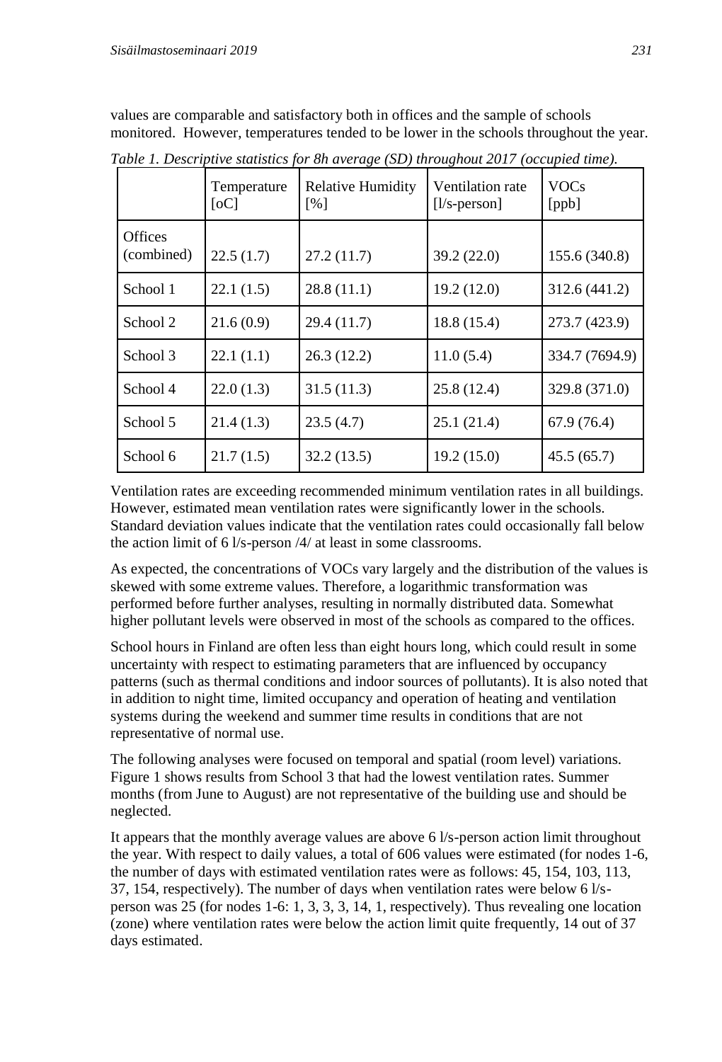values are comparable and satisfactory both in offices and the sample of schools monitored. However, temperatures tended to be lower in the schools throughout the year.

*Table 1. Descriptive statistics for 8h average (SD) throughout 2017 (occupied time).*

| | Temperature [oC] | Relative Humidity [%] | Ventilation rate [l/s-person] | VOCs [ppb] |
|---|---|---|---|---|
| Offices (combined) | 22.5 (1.7) | 27.2 (11.7) | 39.2 (22.0) | 155.6 (340.8) |
| School 1 | 22.1 (1.5) | 28.8 (11.1) | 19.2 (12.0) | 312.6 (441.2) |
| School 2 | 21.6 (0.9) | 29.4 (11.7) | 18.8 (15.4) | 273.7 (423.9) |
| School 3 | 22.1 (1.1) | 26.3 (12.2) | 11.0 (5.4) | 334.7 (7694.9) |
| School 4 | 22.0 (1.3) | 31.5 (11.3) | 25.8 (12.4) | 329.8 (371.0) |
| School 5 | 21.4 (1.3) | 23.5 (4.7) | 25.1 (21.4) | 67.9 (76.4) |
| School 6 | 21.7 (1.5) | 32.2 (13.5) | 19.2 (15.0) | 45.5 (65.7) |

Ventilation rates are exceeding recommended minimum ventilation rates in all buildings. However, estimated mean ventilation rates were significantly lower in the schools. Standard deviation values indicate that the ventilation rates could occasionally fall below the action limit of 6 l/s-person /4/ at least in some classrooms.

As expected, the concentrations of VOCs vary largely and the distribution of the values is skewed with some extreme values. Therefore, a logarithmic transformation was performed before further analyses, resulting in normally distributed data. Somewhat higher pollutant levels were observed in most of the schools as compared to the offices.

School hours in Finland are often less than eight hours long, which could result in some uncertainty with respect to estimating parameters that are influenced by occupancy patterns (such as thermal conditions and indoor sources of pollutants). It is also noted that in addition to night time, limited occupancy and operation of heating and ventilation systems during the weekend and summer time results in conditions that are not representative of normal use.

The following analyses were focused on temporal and spatial (room level) variations. Figure 1 shows results from School 3 that had the lowest ventilation rates. Summer months (from June to August) are not representative of the building use and should be neglected.

It appears that the monthly average values are above 6 l/s-person action limit throughout the year. With respect to daily values, a total of 606 values were estimated (for nodes 1-6, the number of days with estimated ventilation rates were as follows: 45, 154, 103, 113, 37, 154, respectively). The number of days when ventilation rates were below 6 l/s-person was 25 (for nodes 1-6: 1, 3, 3, 3, 14, 1, respectively). Thus revealing one location (zone) where ventilation rates were below the action limit quite frequently, 14 out of 37 days estimated.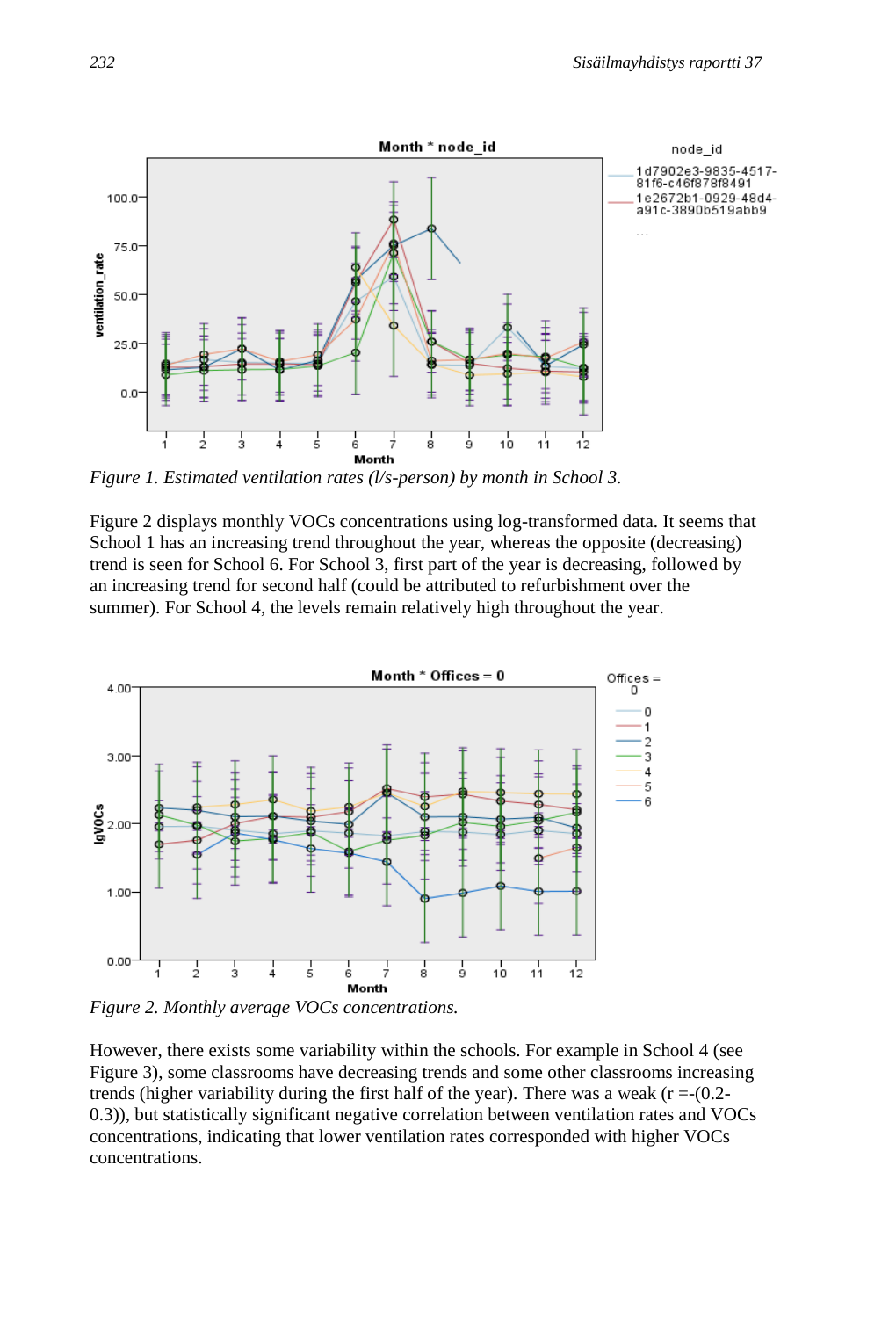*Figure 1. Estimated ventilation rates (l/s-person) by month in School 3.*

Figure 2 displays monthly VOCs concentrations using log-transformed data. It seems that School 1 has an increasing trend throughout the year, whereas the opposite (decreasing) trend is seen for School 6. For School 3, first part of the year is decreasing, followed by an increasing trend for second half (could be attributed to refurbishment over the summer). For School 4, the levels remain relatively high throughout the year.

*Figure 2. Monthly average VOCs concentrations.*

However, there exists some variability within the schools. For example in School 4 (see Figure 3), some classrooms have decreasing trends and some other classrooms increasing trends (higher variability during the first half of the year). There was a weak ($r = -(0.2\text{-}0.3)$), but statistically significant negative correlation between ventilation rates and VOCs concentrations, indicating that lower ventilation rates corresponded with higher VOCs concentrations.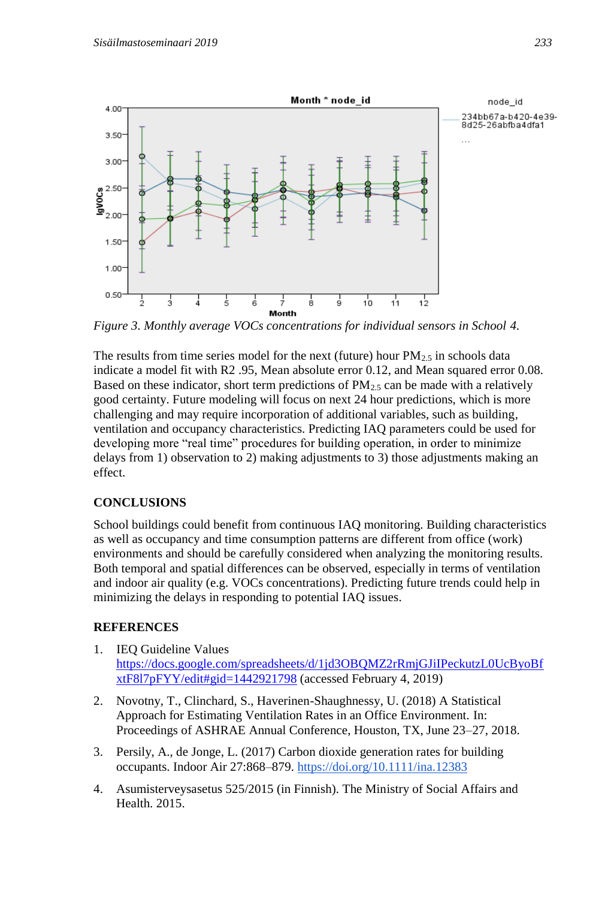Month * node_id

node_id

234bb67a-b420-4e39-8d25-26abfba4dfa1

...

4.00

3.50

3.00

2.50

2.00

1.50

1.00

0.50

lgVOCs

2 3 4 5 6 7 8 9 10 11 12

Month

*Figure 3. Monthly average VOCs concentrations for individual sensors in School 4.*

The results from time series model for the next (future) hour $PM_{2.5}$ in schools data indicate a model fit with R2 .95, Mean absolute error 0.12, and Mean squared error 0.08. Based on these indicator, short term predictions of $PM_{2.5}$ can be made with a relatively good certainty. Future modeling will focus on next 24 hour predictions, which is more challenging and may require incorporation of additional variables, such as building, ventilation and occupancy characteristics. Predicting IAQ parameters could be used for developing more "real time" procedures for building operation, in order to minimize delays from 1) observation to 2) making adjustments to 3) those adjustments making an effect.

## CONCLUSIONS

School buildings could benefit from continuous IAQ monitoring. Building characteristics as well as occupancy and time consumption patterns are different from office (work) environments and should be carefully considered when analyzing the monitoring results. Both temporal and spatial differences can be observed, especially in terms of ventilation and indoor air quality (e.g. VOCs concentrations). Predicting future trends could help in minimizing the delays in responding to potential IAQ issues.

## REFERENCES

1. IEQ Guideline Values https://docs.google.com/spreadsheets/d/1jd3OBQMZ2rRmjGJiIPeckutzL0UcByoBfxtF8l7pFYY/edit#gid=1442921798 (accessed February 4, 2019)
2. Novotny, T., Clinchard, S., Haverinen-Shaughnessy, U. (2018) A Statistical Approach for Estimating Ventilation Rates in an Office Environment. In: Proceedings of ASHRAE Annual Conference, Houston, TX, June 23–27, 2018.
3. Persily, A., de Jonge, L. (2017) Carbon dioxide generation rates for building occupants. Indoor Air 27:868–879. https://doi.org/10.1111/ina.12383
4. Asumisterveysasetus 525/2015 (in Finnish). The Ministry of Social Affairs and Health. 2015.